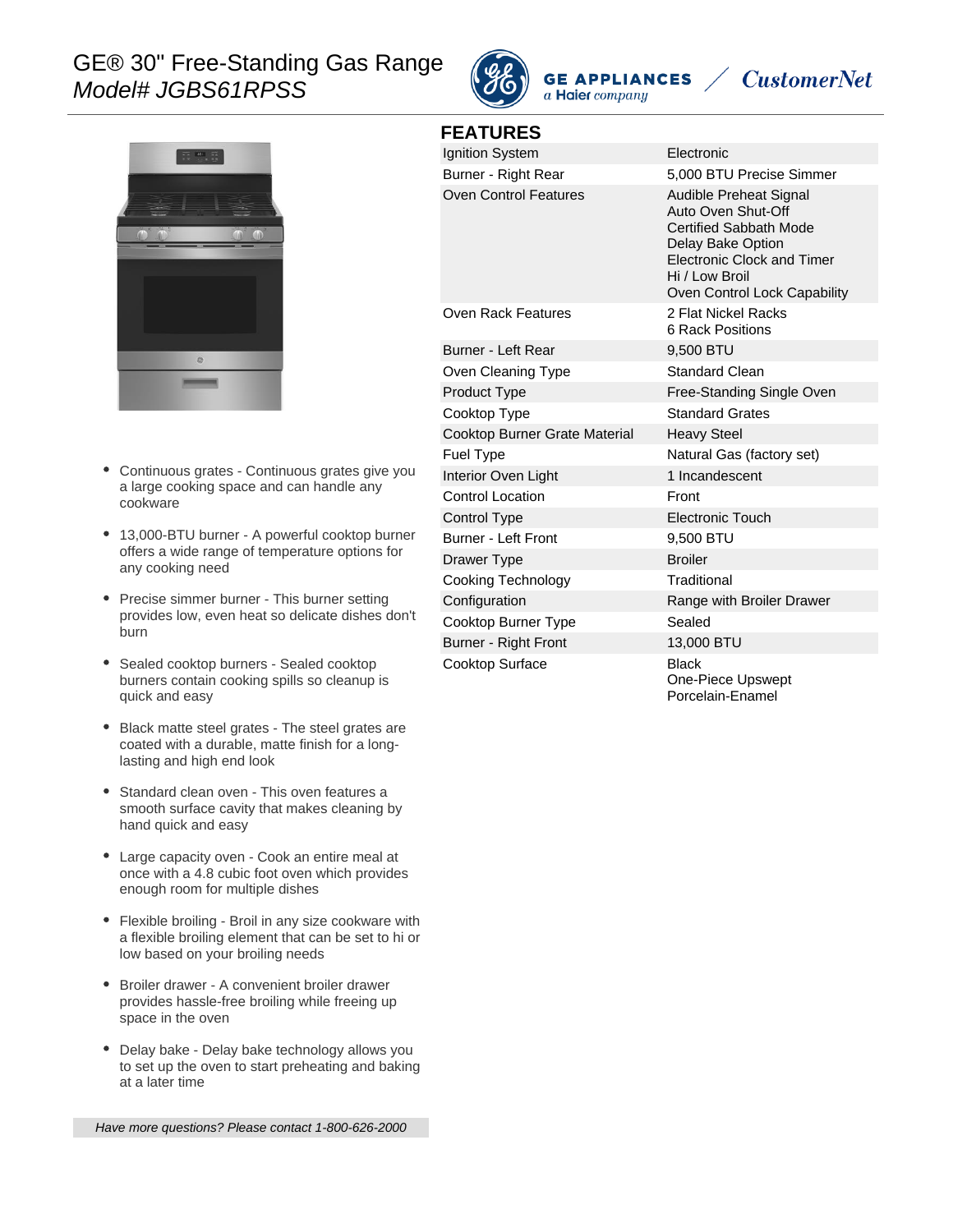# GE® 30" Free-Standing Gas Range

*Model# JGBS61RPSS*

GE APPLIANCES *a Haier company* / CustomerNet

- Continuous grates - Continuous grates give you a large cooking space and can handle any cookware
- 13,000-BTU burner - A powerful cooktop burner offers a wide range of temperature options for any cooking need
- Precise simmer burner - This burner setting provides low, even heat so delicate dishes don't burn
- Sealed cooktop burners - Sealed cooktop burners contain cooking spills so cleanup is quick and easy
- Black matte steel grates - The steel grates are coated with a durable, matte finish for a long-lasting and high end look
- Standard clean oven - This oven features a smooth surface cavity that makes cleaning by hand quick and easy
- Large capacity oven - Cook an entire meal at once with a 4.8 cubic foot oven which provides enough room for multiple dishes
- Flexible broiling - Broil in any size cookware with a flexible broiling element that can be set to hi or low based on your broiling needs
- Broiler drawer - A convenient broiler drawer provides hassle-free broiling while freeing up space in the oven
- Delay bake - Delay bake technology allows you to set up the oven to start preheating and baking at a later time

*Have more questions? Please contact 1-800-626-2000*

## FEATURES

| | |
|---|---|
| Ignition System | Electronic |
| Burner - Right Rear | 5,000 BTU Precise Simmer |
| Oven Control Features | Audible Preheat Signal<br>Auto Oven Shut-Off<br>Certified Sabbath Mode<br>Delay Bake Option<br>Electronic Clock and Timer<br>Hi / Low Broil<br>Oven Control Lock Capability |
| Oven Rack Features | 2 Flat Nickel Racks<br>6 Rack Positions |
| Burner - Left Rear | 9,500 BTU |
| Oven Cleaning Type | Standard Clean |
| Product Type | Free-Standing Single Oven |
| Cooktop Type | Standard Grates |
| Cooktop Burner Grate Material | Heavy Steel |
| Fuel Type | Natural Gas (factory set) |
| Interior Oven Light | 1 Incandescent |
| Control Location | Front |
| Control Type | Electronic Touch |
| Burner - Left Front | 9,500 BTU |
| Drawer Type | Broiler |
| Cooking Technology | Traditional |
| Configuration | Range with Broiler Drawer |
| Cooktop Burner Type | Sealed |
| Burner - Right Front | 13,000 BTU |
| Cooktop Surface | Black<br>One-Piece Upswept<br>Porcelain-Enamel |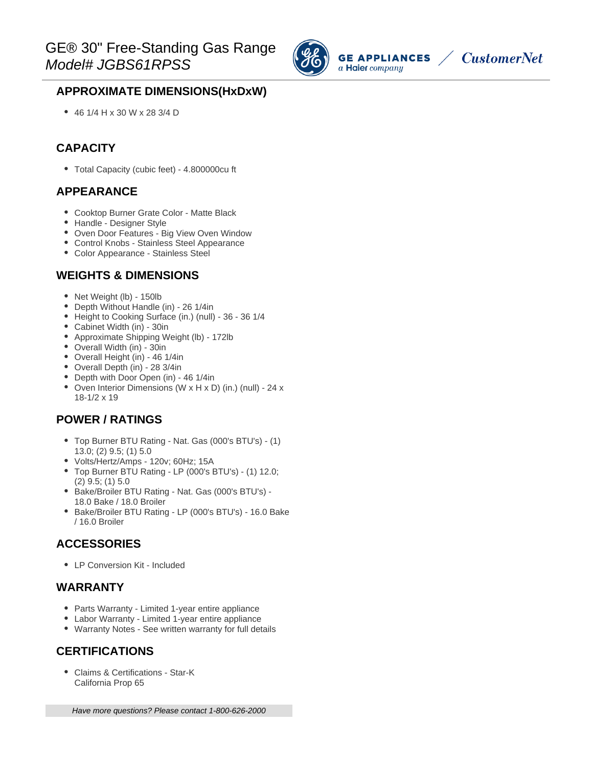# GE® 30" Free-Standing Gas Range

*Model# JGBS61RPSS*

GE APPLIANCES
*a Haier company*
*CustomerNet*

## APPROXIMATE DIMENSIONS(HxDxW)

- 46 1/4 H x 30 W x 28 3/4 D

## CAPACITY

- Total Capacity (cubic feet) - 4.800000cu ft

## APPEARANCE

- Cooktop Burner Grate Color - Matte Black
- Handle - Designer Style
- Oven Door Features - Big View Oven Window
- Control Knobs - Stainless Steel Appearance
- Color Appearance - Stainless Steel

## WEIGHTS & DIMENSIONS

- Net Weight (lb) - 150lb
- Depth Without Handle (in) - 26 1/4in
- Height to Cooking Surface (in.) (null) - 36 - 36 1/4
- Cabinet Width (in) - 30in
- Approximate Shipping Weight (lb) - 172lb
- Overall Width (in) - 30in
- Overall Height (in) - 46 1/4in
- Overall Depth (in) - 28 3/4in
- Depth with Door Open (in) - 46 1/4in
- Oven Interior Dimensions (W x H x D) (in.) (null) - 24 x 18-1/2 x 19

## POWER / RATINGS

- Top Burner BTU Rating - Nat. Gas (000's BTU's) - (1) 13.0; (2) 9.5; (1) 5.0
- Volts/Hertz/Amps - 120v; 60Hz; 15A
- Top Burner BTU Rating - LP (000's BTU's) - (1) 12.0; (2) 9.5; (1) 5.0
- Bake/Broiler BTU Rating - Nat. Gas (000's BTU's) - 18.0 Bake / 18.0 Broiler
- Bake/Broiler BTU Rating - LP (000's BTU's) - 16.0 Bake / 16.0 Broiler

## ACCESSORIES

- LP Conversion Kit - Included

## WARRANTY

- Parts Warranty - Limited 1-year entire appliance
- Labor Warranty - Limited 1-year entire appliance
- Warranty Notes - See written warranty for full details

## CERTIFICATIONS

- Claims & Certifications - Star-K
  California Prop 65

*Have more questions? Please contact 1-800-626-2000*